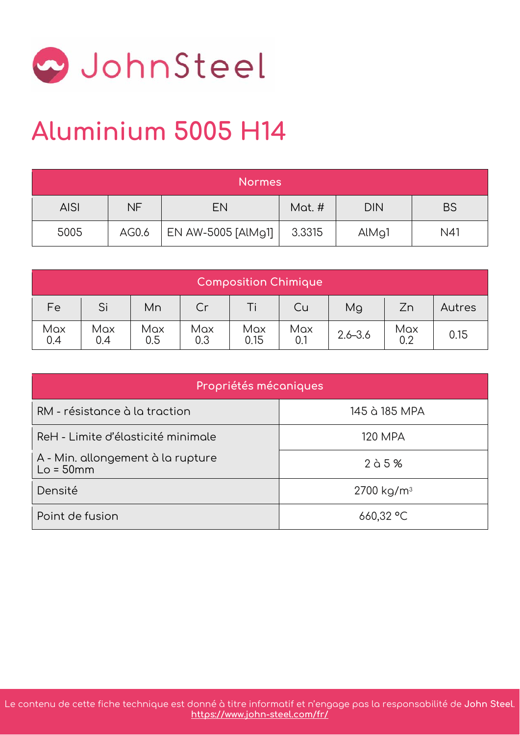JohnSteel

# Aluminium 5005 H14

| Normes | | | | | |
|---|---|---|---|---|---|
| AISI | NF | EN | Mat. # | DIN | BS |
| 5005 | AG0.6 | EN AW-5005 [AlMg1] | 3.3315 | AlMg1 | N41 |

| Composition Chimique | | | | | | | | |
|---|---|---|---|---|---|---|---|---|
| Fe | Si | Mn | Cr | Ti | Cu | Mg | Zn | Autres |
| Max 0.4 | Max 0.4 | Max 0.5 | Max 0.3 | Max 0.15 | Max 0.1 | 2.6–3.6 | Max 0.2 | 0.15 |

| Propriétés mécaniques | |
|---|---|
| RM - résistance à la traction | 145 à 185 MPA |
| ReH - Limite d'élasticité minimale | 120 MPA |
| A - Min. allongement à la rupture Lo = 50mm | 2 à 5 % |
| Densité | 2700 kg/m³ |
| Point de fusion | 660,32 °C |

Le contenu de cette fiche technique est donné à titre informatif et n'engage pas la responsabilité de **John Steel**.
https://www.john-steel.com/fr/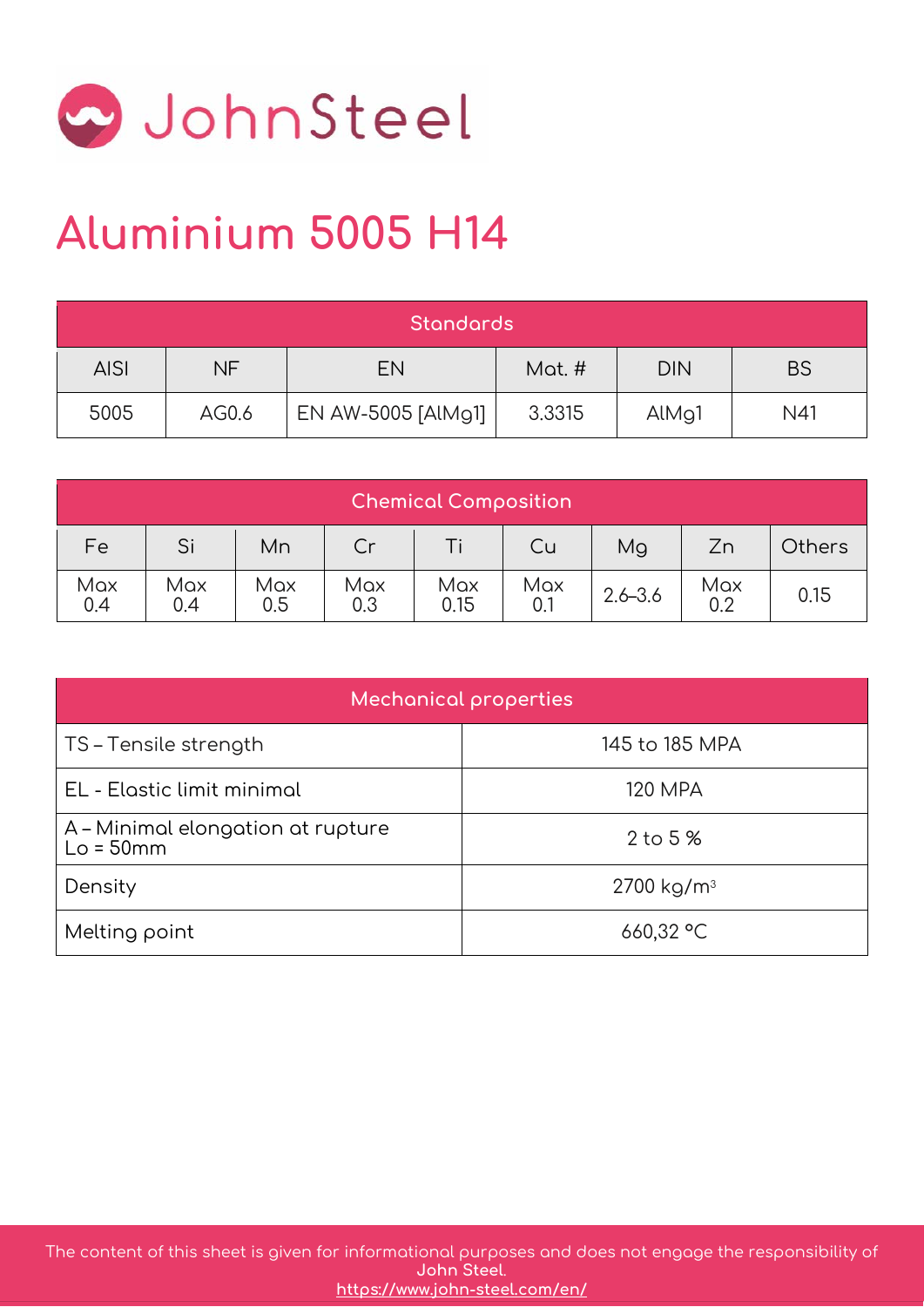JohnSteel

# Aluminium 5005 H14

| Standards | | | | | |
|---|---|---|---|---|---|
| AISI | NF | EN | Mat. # | DIN | BS |
| 5005 | AG0.6 | EN AW-5005 [AlMg1] | 3.3315 | AlMg1 | N41 |

| Chemical Composition | | | | | | | | |
|---|---|---|---|---|---|---|---|---|
| Fe | Si | Mn | Cr | Ti | Cu | Mg | Zn | Others |
| Max 0.4 | Max 0.4 | Max 0.5 | Max 0.3 | Max 0.15 | Max 0.1 | 2.6–3.6 | Max 0.2 | 0.15 |

| Mechanical properties | |
|---|---|
| TS – Tensile strength | 145 to 185 MPA |
| EL - Elastic limit minimal | 120 MPA |
| A – Minimal elongation at rupture Lo = 50mm | 2 to 5 % |
| Density | 2700 kg/$m^3$ |
| Melting point | 660,32 °C |

The content of this sheet is given for informational purposes and does not engage the responsibility of John Steel.
https://www.john-steel.com/en/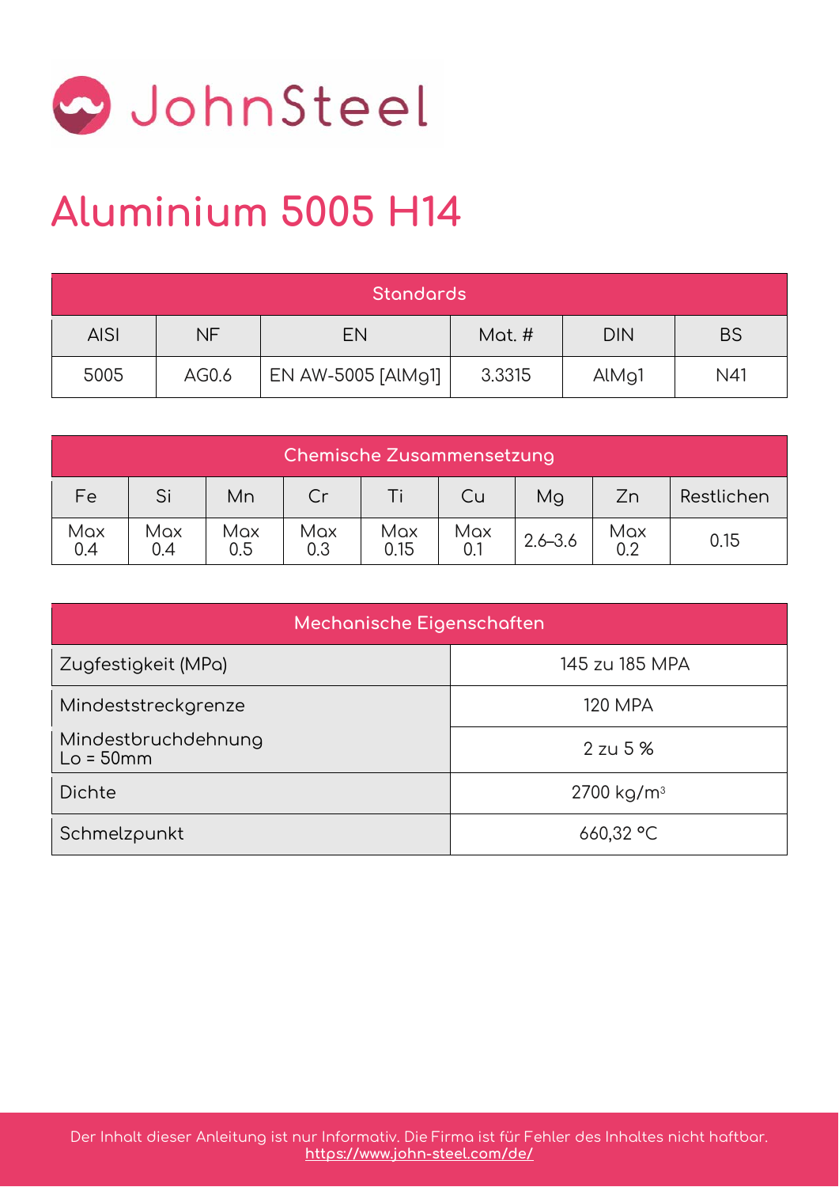JohnSteel

# Aluminium 5005 H14

| Standards | | | | | |
|---|---|---|---|---|---|
| AISI | NF | EN | Mat. # | DIN | BS |
| 5005 | AG0.6 | EN AW-5005 [AlMg1] | 3.3315 | AlMg1 | N41 |

| Chemische Zusammensetzung | | | | | | | | |
|---|---|---|---|---|---|---|---|---|
| Fe | Si | Mn | Cr | Ti | Cu | Mg | Zn | Restlichen |
| Max 0.4 | Max 0.4 | Max 0.5 | Max 0.3 | Max 0.15 | Max 0.1 | 2.6–3.6 | Max 0.2 | 0.15 |

| Mechanische Eigenschaften | |
|---|---|
| Zugfestigkeit (MPa) | 145 zu 185 MPA |
| Mindeststreckgrenze | 120 MPA |
| Mindestbruchdehnung Lo = 50mm | 2 zu 5 % |
| Dichte | 2700 kg/m³ |
| Schmelzpunkt | 660,32 °C |

Der Inhalt dieser Anleitung ist nur Informativ. Die Firma ist für Fehler des Inhaltes nicht haftbar.
https://www.john-steel.com/de/